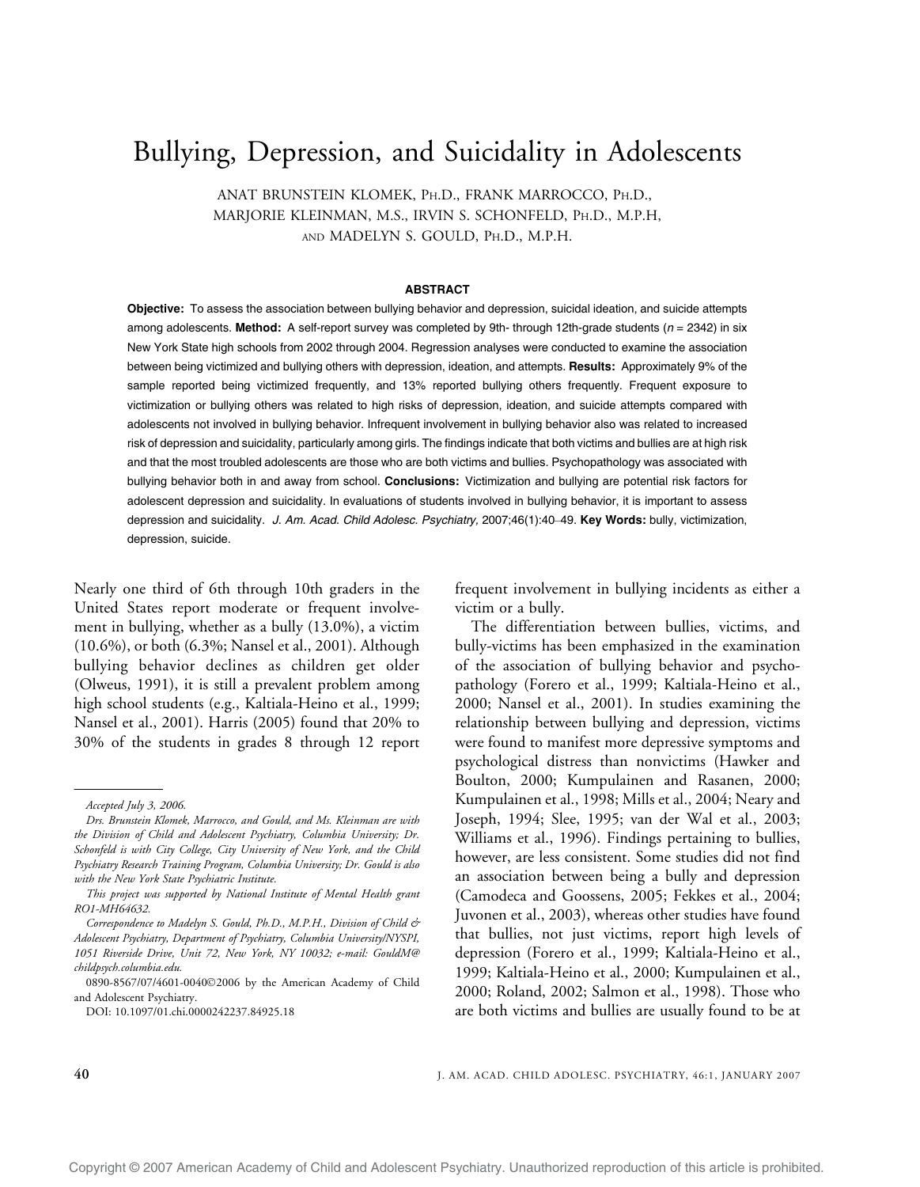# Bullying, Depression, and Suicidality in Adolescents

ANAT BRUNSTEIN KLOMEK, PH.D., FRANK MARROCCO, PH.D., MARJORIE KLEINMAN, M.S., IRVIN S. SCHONFELD, PH.D., M.P.H, AND MADELYN S. GOULD, PH.D., M.P.H.

## ABSTRACT

**Objective:** To assess the association between bullying behavior and depression, suicidal ideation, and suicide attempts among adolescents. **Method:** A self-report survey was completed by 9th- through 12th-grade students ($n$ = 2342) in six New York State high schools from 2002 through 2004. Regression analyses were conducted to examine the association between being victimized and bullying others with depression, ideation, and attempts. **Results:** Approximately 9% of the sample reported being victimized frequently, and 13% reported bullying others frequently. Frequent exposure to victimization or bullying others was related to high risks of depression, ideation, and suicide attempts compared with adolescents not involved in bullying behavior. Infrequent involvement in bullying behavior also was related to increased risk of depression and suicidality, particularly among girls. The findings indicate that both victims and bullies are at high risk and that the most troubled adolescents are those who are both victims and bullies. Psychopathology was associated with bullying behavior both in and away from school. **Conclusions:** Victimization and bullying are potential risk factors for adolescent depression and suicidality. In evaluations of students involved in bullying behavior, it is important to assess depression and suicidality. *J. Am. Acad. Child Adolesc. Psychiatry,* 2007;46(1):40–49. **Key Words:** bully, victimization, depression, suicide.

Nearly one third of 6th through 10th graders in the United States report moderate or frequent involvement in bullying, whether as a bully (13.0%), a victim (10.6%), or both (6.3%; Nansel et al., 2001). Although bullying behavior declines as children get older (Olweus, 1991), it is still a prevalent problem among high school students (e.g., Kaltiala-Heino et al., 1999; Nansel et al., 2001). Harris (2005) found that 20% to 30% of the students in grades 8 through 12 report frequent involvement in bullying incidents as either a victim or a bully.

The differentiation between bullies, victims, and bully-victims has been emphasized in the examination of the association of bullying behavior and psychopathology (Forero et al., 1999; Kaltiala-Heino et al., 2000; Nansel et al., 2001). In studies examining the relationship between bullying and depression, victims were found to manifest more depressive symptoms and psychological distress than nonvictims (Hawker and Boulton, 2000; Kumpulainen and Rasanen, 2000; Kumpulainen et al., 1998; Mills et al., 2004; Neary and Joseph, 1994; Slee, 1995; van der Wal et al., 2003; Williams et al., 1996). Findings pertaining to bullies, however, are less consistent. Some studies did not find an association between being a bully and depression (Camodeca and Goossens, 2005; Fekkes et al., 2004; Juvonen et al., 2003), whereas other studies have found that bullies, not just victims, report high levels of depression (Forero et al., 1999; Kaltiala-Heino et al., 1999; Kaltiala-Heino et al., 2000; Kumpulainen et al., 2000; Roland, 2002; Salmon et al., 1998). Those who are both victims and bullies are usually found to be at

---

*Accepted July 3, 2006.*

*Drs. Brunstein Klomek, Marrocco, and Gould, and Ms. Kleinman are with the Division of Child and Adolescent Psychiatry, Columbia University; Dr. Schonfeld is with City College, City University of New York, and the Child Psychiatry Research Training Program, Columbia University; Dr. Gould is also with the New York State Psychiatric Institute.*

*This project was supported by National Institute of Mental Health grant RO1-MH64632.*

*Correspondence to Madelyn S. Gould, Ph.D., M.P.H., Division of Child & Adolescent Psychiatry, Department of Psychiatry, Columbia University/NYSPI, 1051 Riverside Drive, Unit 72, New York, NY 10032; e-mail: GouldM@childpsych.columbia.edu.*

0890-8567/07/4601-0040©2006 by the American Academy of Child and Adolescent Psychiatry.

DOI: 10.1097/01.chi.0000242237.84925.18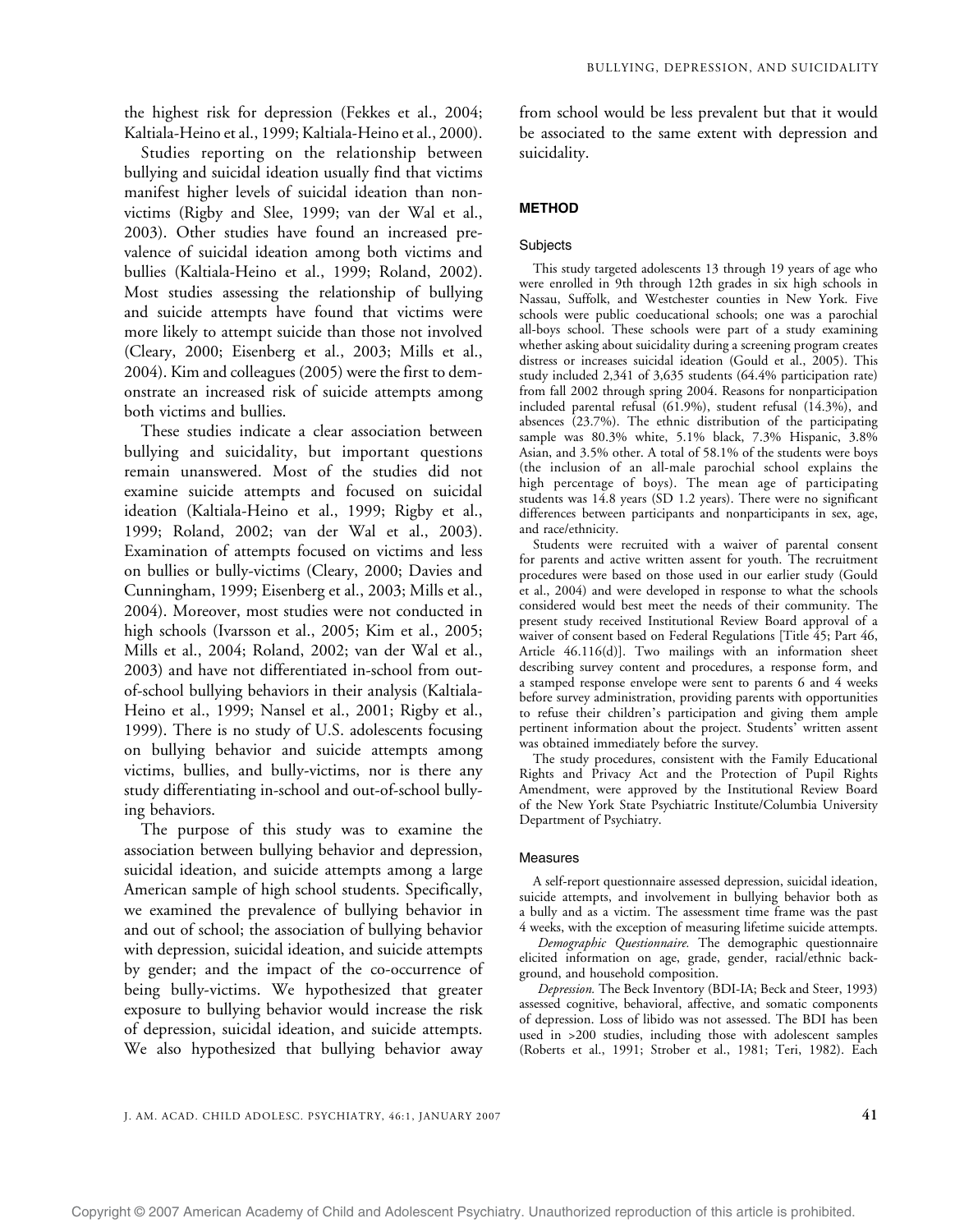the highest risk for depression (Fekkes et al., 2004; Kaltiala-Heino et al., 1999; Kaltiala-Heino et al., 2000).

Studies reporting on the relationship between bullying and suicidal ideation usually find that victims manifest higher levels of suicidal ideation than nonvictims (Rigby and Slee, 1999; van der Wal et al., 2003). Other studies have found an increased prevalence of suicidal ideation among both victims and bullies (Kaltiala-Heino et al., 1999; Roland, 2002). Most studies assessing the relationship of bullying and suicide attempts have found that victims were more likely to attempt suicide than those not involved (Cleary, 2000; Eisenberg et al., 2003; Mills et al., 2004). Kim and colleagues (2005) were the first to demonstrate an increased risk of suicide attempts among both victims and bullies.

These studies indicate a clear association between bullying and suicidality, but important questions remain unanswered. Most of the studies did not examine suicide attempts and focused on suicidal ideation (Kaltiala-Heino et al., 1999; Rigby et al., 1999; Roland, 2002; van der Wal et al., 2003). Examination of attempts focused on victims and less on bullies or bully-victims (Cleary, 2000; Davies and Cunningham, 1999; Eisenberg et al., 2003; Mills et al., 2004). Moreover, most studies were not conducted in high schools (Ivarsson et al., 2005; Kim et al., 2005; Mills et al., 2004; Roland, 2002; van der Wal et al., 2003) and have not differentiated in-school from out-of-school bullying behaviors in their analysis (Kaltiala-Heino et al., 1999; Nansel et al., 2001; Rigby et al., 1999). There is no study of U.S. adolescents focusing on bullying behavior and suicide attempts among victims, bullies, and bully-victims, nor is there any study differentiating in-school and out-of-school bullying behaviors.

The purpose of this study was to examine the association between bullying behavior and depression, suicidal ideation, and suicide attempts among a large American sample of high school students. Specifically, we examined the prevalence of bullying behavior in and out of school; the association of bullying behavior with depression, suicidal ideation, and suicide attempts by gender; and the impact of the co-occurrence of being bully-victims. We hypothesized that greater exposure to bullying behavior would increase the risk of depression, suicidal ideation, and suicide attempts. We also hypothesized that bullying behavior away from school would be less prevalent but that it would be associated to the same extent with depression and suicidality.

## METHOD

### Subjects

This study targeted adolescents 13 through 19 years of age who were enrolled in 9th through 12th grades in six high schools in Nassau, Suffolk, and Westchester counties in New York. Five schools were public coeducational schools; one was a parochial all-boys school. These schools were part of a study examining whether asking about suicidality during a screening program creates distress or increases suicidal ideation (Gould et al., 2005). This study included 2,341 of 3,635 students (64.4% participation rate) from fall 2002 through spring 2004. Reasons for nonparticipation included parental refusal (61.9%), student refusal (14.3%), and absences (23.7%). The ethnic distribution of the participating sample was 80.3% white, 5.1% black, 7.3% Hispanic, 3.8% Asian, and 3.5% other. A total of 58.1% of the students were boys (the inclusion of an all-male parochial school explains the high percentage of boys). The mean age of participating students was 14.8 years (SD 1.2 years). There were no significant differences between participants and nonparticipants in sex, age, and race/ethnicity.

Students were recruited with a waiver of parental consent for parents and active written assent for youth. The recruitment procedures were based on those used in our earlier study (Gould et al., 2004) and were developed in response to what the schools considered would best meet the needs of their community. The present study received Institutional Review Board approval of a waiver of consent based on Federal Regulations [Title 45; Part 46, Article 46.116(d)]. Two mailings with an information sheet describing survey content and procedures, a response form, and a stamped response envelope were sent to parents 6 and 4 weeks before survey administration, providing parents with opportunities to refuse their children's participation and giving them ample pertinent information about the project. Students' written assent was obtained immediately before the survey.

The study procedures, consistent with the Family Educational Rights and Privacy Act and the Protection of Pupil Rights Amendment, were approved by the Institutional Review Board of the New York State Psychiatric Institute/Columbia University Department of Psychiatry.

### Measures

A self-report questionnaire assessed depression, suicidal ideation, suicide attempts, and involvement in bullying behavior both as a bully and as a victim. The assessment time frame was the past 4 weeks, with the exception of measuring lifetime suicide attempts.

*Demographic Questionnaire.* The demographic questionnaire elicited information on age, grade, gender, racial/ethnic background, and household composition.

*Depression.* The Beck Inventory (BDI-IA; Beck and Steer, 1993) assessed cognitive, behavioral, affective, and somatic components of depression. Loss of libido was not assessed. The BDI has been used in >200 studies, including those with adolescent samples (Roberts et al., 1991; Strober et al., 1981; Teri, 1982). Each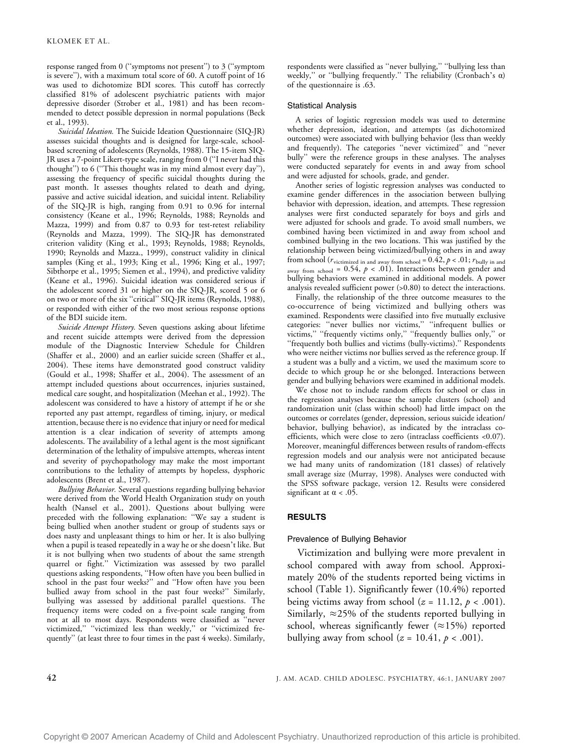response ranged from 0 ("symptoms not present") to 3 ("symptom is severe"), with a maximum total score of 60. A cutoff point of 16 was used to dichotomize BDI scores. This cutoff has correctly classified 81% of adolescent psychiatric patients with major depressive disorder (Strober et al., 1981) and has been recommended to detect possible depression in normal populations (Beck et al., 1993).

*Suicidal Ideation.* The Suicide Ideation Questionnaire (SIQ-JR) assesses suicidal thoughts and is designed for large-scale, school-based screening of adolescents (Reynolds, 1988). The 15-item SIQ-JR uses a 7-point Likert-type scale, ranging from 0 ("I never had this thought") to 6 ("This thought was in my mind almost every day"), assessing the frequency of specific suicidal thoughts during the past month. It assesses thoughts related to death and dying, passive and active suicidal ideation, and suicidal intent. Reliability of the SIQ-JR is high, ranging from 0.91 to 0.96 for internal consistency (Keane et al., 1996; Reynolds, 1988; Reynolds and Mazza, 1999) and from 0.87 to 0.93 for test-retest reliability (Reynolds and Mazza, 1999). The SIQ-JR has demonstrated criterion validity (King et al., 1993; Reynolds, 1988; Reynolds, 1990; Reynolds and Mazza., 1999), construct validity in clinical samples (King et al., 1993; King et al., 1996; King et al., 1997; Sibthorpe et al., 1995; Siemen et al., 1994), and predictive validity (Keane et al., 1996). Suicidal ideation was considered serious if the adolescent scored 31 or higher on the SIQ-JR, scored 5 or 6 on two or more of the six "critical" SIQ-JR items (Reynolds, 1988), or responded with either of the two most serious response options of the BDI suicide item.

*Suicide Attempt History.* Seven questions asking about lifetime and recent suicide attempts were derived from the depression module of the Diagnostic Interview Schedule for Children (Shaffer et al., 2000) and an earlier suicide screen (Shaffer et al., 2004). These items have demonstrated good construct validity (Gould et al., 1998; Shaffer et al., 2004). The assessment of an attempt included questions about occurrences, injuries sustained, medical care sought, and hospitalization (Meehan et al., 1992). The adolescent was considered to have a history of attempt if he or she reported any past attempt, regardless of timing, injury, or medical attention, because there is no evidence that injury or need for medical attention is a clear indication of severity of attempts among adolescents. The availability of a lethal agent is the most significant determination of the lethality of impulsive attempts, whereas intent and severity of psychopathology may make the most important contributions to the lethality of attempts by hopeless, dysphoric adolescents (Brent et al., 1987).

*Bullying Behavior.* Several questions regarding bullying behavior were derived from the World Health Organization study on youth health (Nansel et al., 2001). Questions about bullying were preceded with the following explanation: "We say a student is being bullied when another student or group of students says or does nasty and unpleasant things to him or her. It is also bullying when a pupil is teased repeatedly in a way he or she doesn't like. But it is not bullying when two students of about the same strength quarrel or fight." Victimization was assessed by two parallel questions asking respondents, "How often have you been bullied in school in the past four weeks?" and "How often have you been bullied away from school in the past four weeks?" Similarly, bullying was assessed by additional parallel questions. The frequency items were coded on a five-point scale ranging from not at all to most days. Respondents were classified as "never victimized," "victimized less than weekly," or "victimized frequently" (at least three to four times in the past 4 weeks). Similarly, respondents were classified as "never bullying," "bullying less than weekly," or "bullying frequently." The reliability (Cronbach's α) of the questionnaire is .63.

### Statistical Analysis

A series of logistic regression models was used to determine whether depression, ideation, and attempts (as dichotomized outcomes) were associated with bullying behavior (less than weekly and frequently). The categories "never victimized" and "never bully" were the reference groups in these analyses. The analyses were conducted separately for events in and away from school and were adjusted for schools, grade, and gender.

Another series of logistic regression analyses was conducted to examine gender differences in the association between bullying behavior with depression, ideation, and attempts. These regression analyses were first conducted separately for boys and girls and were adjusted for schools and grade. To avoid small numbers, we combined having been victimized in and away from school and combined bullying in the two locations. This was justified by the relationship between being victimized/bullying others in and away from school ($r_{\text{victimized in and away from school}} = 0.42$, $p < .01$; $r_{\text{bully in and away from school}} = 0.54$, $p < .01$). Interactions between gender and bullying behaviors were examined in additional models. A power analysis revealed sufficient power (>0.80) to detect the interactions.

Finally, the relationship of the three outcome measures to the co-occurrence of being victimized and bullying others was examined. Respondents were classified into five mutually exclusive categories: "never bullies nor victims," "infrequent bullies or victims," "frequently victims only," "frequently bullies only," or "frequently both bullies and victims (bully-victims)." Respondents who were neither victims nor bullies served as the reference group. If a student was a bully and a victim, we used the maximum score to decide to which group he or she belonged. Interactions between gender and bullying behaviors were examined in additional models.

We chose not to include random effects for school or class in the regression analyses because the sample clusters (school) and randomization unit (class within school) had little impact on the outcomes or correlates (gender, depression, serious suicide ideation/behavior, bullying behavior), as indicated by the intraclass coefficients, which were close to zero (intraclass coefficients <0.07). Moreover, meaningful differences between results of random-effects regression models and our analysis were not anticipated because we had many units of randomization (181 classes) of relatively small average size (Murray, 1998). Analyses were conducted with the SPSS software package, version 12. Results were considered significant at $\alpha < .05$.

## RESULTS

### Prevalence of Bullying Behavior

Victimization and bullying were more prevalent in school compared with away from school. Approximately 20% of the students reported being victims in school (Table 1). Significantly fewer (10.4%) reported being victims away from school ($z = 11.12$, $p < .001$). Similarly, ≈25% of the students reported bullying in school, whereas significantly fewer (≈15%) reported bullying away from school ($z = 10.41$, $p < .001$).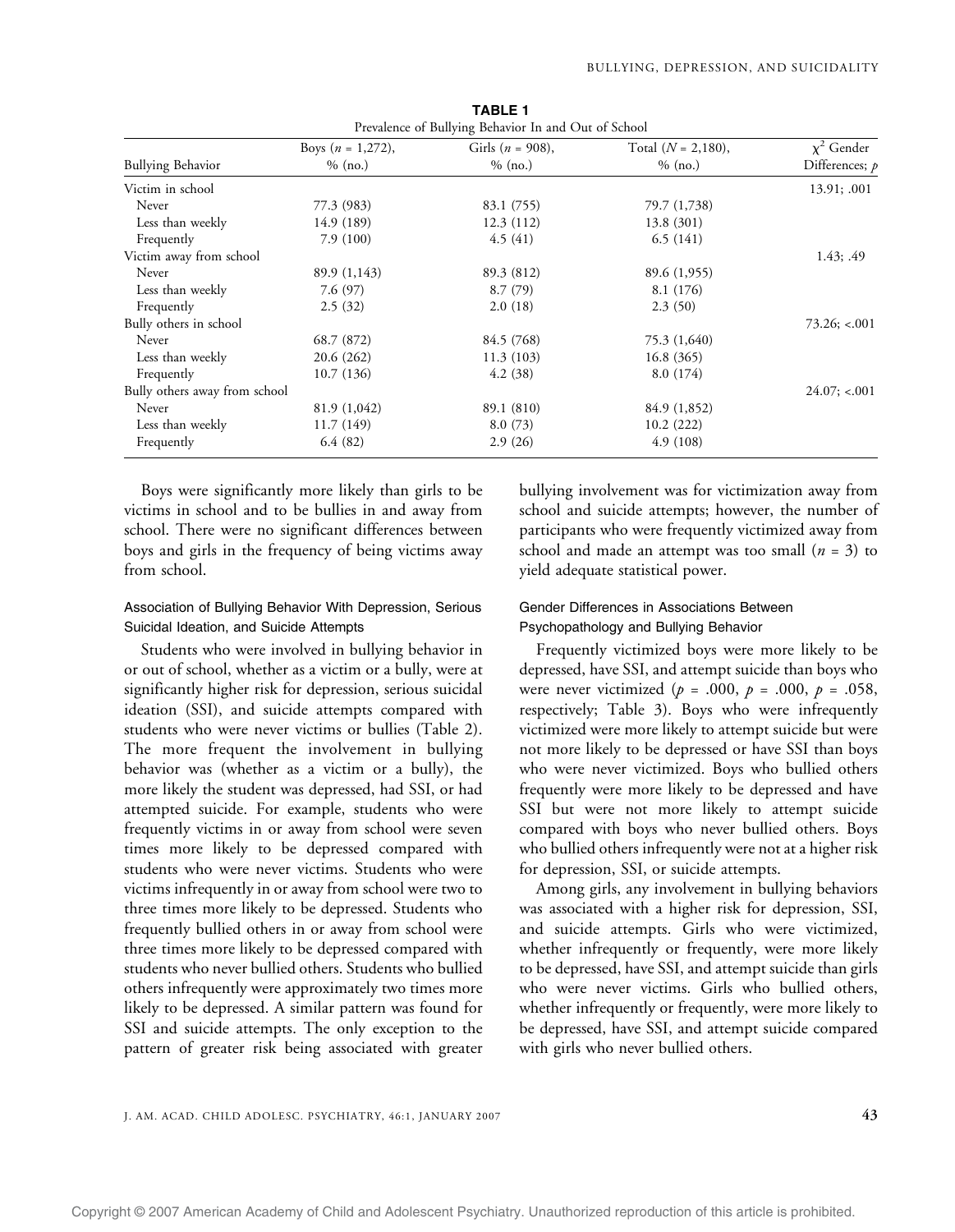**TABLE 1**
Prevalence of Bullying Behavior In and Out of School

| Bullying Behavior | Boys ($n$ = 1,272), % (no.) | Girls ($n$ = 908), % (no.) | Total ($N$ = 2,180), % (no.) | $\chi^2$ Gender Differences; $p$ |
|---|---|---|---|---|
| Victim in school | | | | 13.91; .001 |
| Never | 77.3 (983) | 83.1 (755) | 79.7 (1,738) | |
| Less than weekly | 14.9 (189) | 12.3 (112) | 13.8 (301) | |
| Frequently | 7.9 (100) | 4.5 (41) | 6.5 (141) | |
| Victim away from school | | | | 1.43; .49 |
| Never | 89.9 (1,143) | 89.3 (812) | 89.6 (1,955) | |
| Less than weekly | 7.6 (97) | 8.7 (79) | 8.1 (176) | |
| Frequently | 2.5 (32) | 2.0 (18) | 2.3 (50) | |
| Bully others in school | | | | 73.26; <.001 |
| Never | 68.7 (872) | 84.5 (768) | 75.3 (1,640) | |
| Less than weekly | 20.6 (262) | 11.3 (103) | 16.8 (365) | |
| Frequently | 10.7 (136) | 4.2 (38) | 8.0 (174) | |
| Bully others away from school | | | | 24.07; <.001 |
| Never | 81.9 (1,042) | 89.1 (810) | 84.9 (1,852) | |
| Less than weekly | 11.7 (149) | 8.0 (73) | 10.2 (222) | |
| Frequently | 6.4 (82) | 2.9 (26) | 4.9 (108) | |

Boys were significantly more likely than girls to be victims in school and to be bullies in and away from school. There were no significant differences between boys and girls in the frequency of being victims away from school.

### Association of Bullying Behavior With Depression, Serious Suicidal Ideation, and Suicide Attempts

Students who were involved in bullying behavior in or out of school, whether as a victim or a bully, were at significantly higher risk for depression, serious suicidal ideation (SSI), and suicide attempts compared with students who were never victims or bullies (Table 2). The more frequent the involvement in bullying behavior was (whether as a victim or a bully), the more likely the student was depressed, had SSI, or had attempted suicide. For example, students who were frequently victims in or away from school were seven times more likely to be depressed compared with students who were never victims. Students who were victims infrequently in or away from school were two to three times more likely to be depressed. Students who frequently bullied others in or away from school were three times more likely to be depressed compared with students who never bullied others. Students who bullied others infrequently were approximately two times more likely to be depressed. A similar pattern was found for SSI and suicide attempts. The only exception to the pattern of greater risk being associated with greater bullying involvement was for victimization away from school and suicide attempts; however, the number of participants who were frequently victimized away from school and made an attempt was too small ($n$ = 3) to yield adequate statistical power.

### Gender Differences in Associations Between Psychopathology and Bullying Behavior

Frequently victimized boys were more likely to be depressed, have SSI, and attempt suicide than boys who were never victimized ($p$ = .000, $p$ = .000, $p$ = .058, respectively; Table 3). Boys who were infrequently victimized were more likely to attempt suicide but were not more likely to be depressed or have SSI than boys who were never victimized. Boys who bullied others frequently were more likely to be depressed and have SSI but were not more likely to attempt suicide compared with boys who never bullied others. Boys who bullied others infrequently were not at a higher risk for depression, SSI, or suicide attempts.

Among girls, any involvement in bullying behaviors was associated with a higher risk for depression, SSI, and suicide attempts. Girls who were victimized, whether infrequently or frequently, were more likely to be depressed, have SSI, and attempt suicide than girls who were never victims. Girls who bullied others, whether infrequently or frequently, were more likely to be depressed, have SSI, and attempt suicide compared with girls who never bullied others.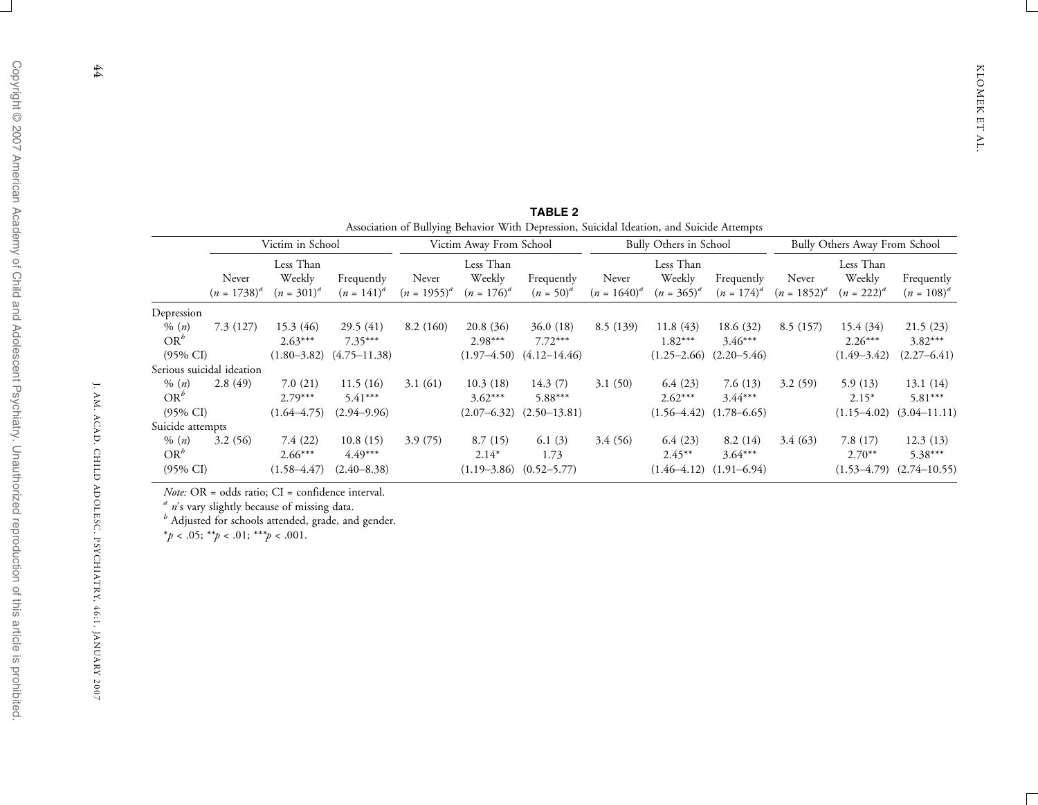**TABLE 2**

Association of Bullying Behavior With Depression, Suicidal Ideation, and Suicide Attempts

| | Victim in School | | | Victim Away From School | | | Bully Others in School | | | Bully Others Away From School | | |
|---|---|---|---|---|---|---|---|---|---|---|---|---|
| | Never ($n$ = 1738)[a] | Less Than Weekly ($n$ = 301)[a] | Frequently ($n$ = 141)[a] | Never ($n$ = 1955)[a] | Less Than Weekly ($n$ = 176)[a] | Frequently ($n$ = 50)[a] | Never ($n$ = 1640)[a] | Less Than Weekly ($n$ = 365)[a] | Frequently ($n$ = 174)[a] | Never ($n$ = 1852)[a] | Less Than Weekly ($n$ = 222)[a] | Frequently ($n$ = 108)[a] |
| Depression | | | | | | | | | | | | |
| % ($n$) | 7.3 (127) | 15.3 (46) | 29.5 (41) | 8.2 (160) | 20.8 (36) | 36.0 (18) | 8.5 (139) | 11.8 (43) | 18.6 (32) | 8.5 (157) | 15.4 (34) | 21.5 (23) |
| OR[b] | | 2.63*** | 7.35*** | | 2.98*** | 7.72*** | | 1.82*** | 3.46*** | | 2.26*** | 3.82*** |
| (95% CI) | | (1.80–3.82) | (4.75–11.38) | | (1.97–4.50) | (4.12–14.46) | | (1.25–2.66) | (2.20–5.46) | | (1.49–3.42) | (2.27–6.41) |
| Serious suicidal ideation | | | | | | | | | | | | |
| % ($n$) | 2.8 (49) | 7.0 (21) | 11.5 (16) | 3.1 (61) | 10.3 (18) | 14.3 (7) | 3.1 (50) | 6.4 (23) | 7.6 (13) | 3.2 (59) | 5.9 (13) | 13.1 (14) |
| OR[b] | | 2.79*** | 5.41*** | | 3.62*** | 5.88*** | | 2.62*** | 3.44*** | | 2.15* | 5.81*** |
| (95% CI) | | (1.64–4.75) | (2.94–9.96) | | (2.07–6.32) | (2.50–13.81) | | (1.56–4.42) | (1.78–6.65) | | (1.15–4.02) | (3.04–11.11) |
| Suicide attempts | | | | | | | | | | | | |
| % ($n$) | 3.2 (56) | 7.4 (22) | 10.8 (15) | 3.9 (75) | 8.7 (15) | 6.1 (3) | 3.4 (56) | 6.4 (23) | 8.2 (14) | 3.4 (63) | 7.8 (17) | 12.3 (13) |
| OR[b] | | 2.66*** | 4.49*** | | 2.14* | 1.73 | | 2.45** | 3.64*** | | 2.70** | 5.38*** |
| (95% CI) | | (1.58–4.47) | (2.40–8.38) | | (1.19–3.86) | (0.52–5.77) | | (1.46–4.12) | (1.91–6.94) | | (1.53–4.79) | (2.74–10.55) |

*Note:* OR = odds ratio; CI = confidence interval.

[a] $n$'s vary slightly because of missing data.

[b] Adjusted for schools attended, grade, and gender.

*$p$ < .05; **$p$ < .01; ***$p$ < .001.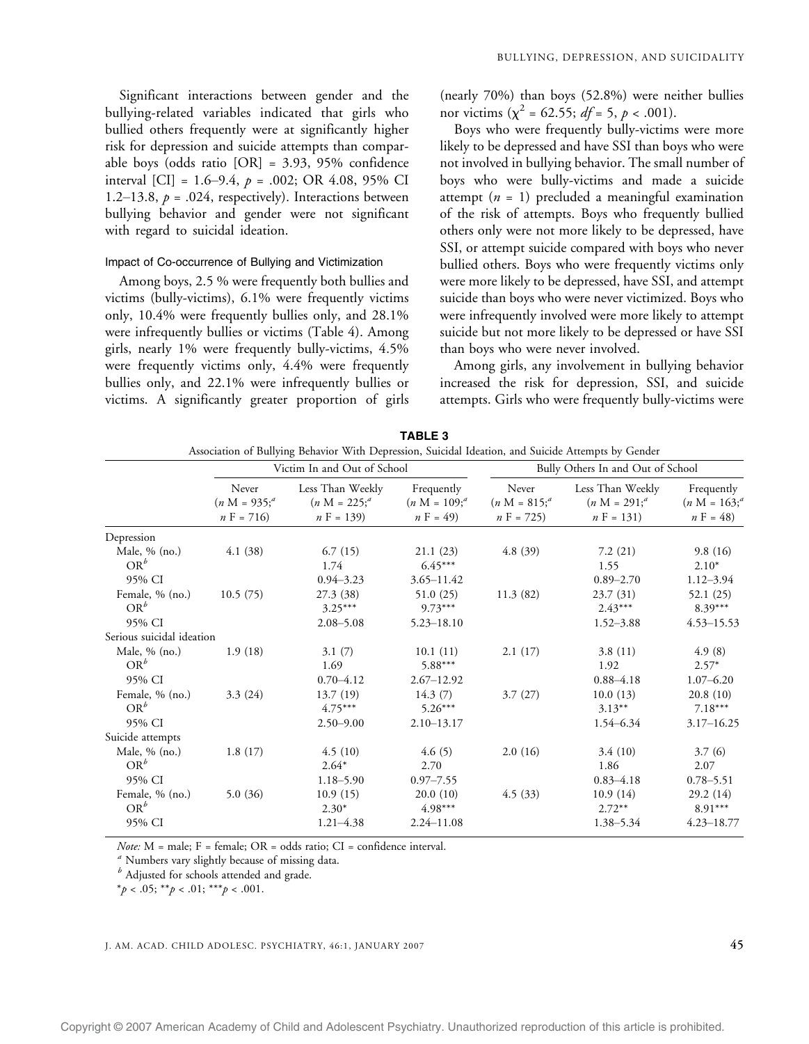Significant interactions between gender and the bullying-related variables indicated that girls who bullied others frequently were at significantly higher risk for depression and suicide attempts than comparable boys (odds ratio [OR] = 3.93, 95% confidence interval [CI] = 1.6–9.4, $p$ = .002; OR 4.08, 95% CI 1.2–13.8, $p$ = .024, respectively). Interactions between bullying behavior and gender were not significant with regard to suicidal ideation.

### Impact of Co-occurrence of Bullying and Victimization

Among boys, 2.5 % were frequently both bullies and victims (bully-victims), 6.1% were frequently victims only, 10.4% were frequently bullies only, and 28.1% were infrequently bullies or victims (Table 4). Among girls, nearly 1% were frequently bully-victims, 4.5% were frequently victims only, 4.4% were frequently bullies only, and 22.1% were infrequently bullies or victims. A significantly greater proportion of girls (nearly 70%) than boys (52.8%) were neither bullies nor victims ($\chi^2$ = 62.55; $df$ = 5, $p$ < .001).

Boys who were frequently bully-victims were more likely to be depressed and have SSI than boys who were not involved in bullying behavior. The small number of boys who were bully-victims and made a suicide attempt ($n$ = 1) precluded a meaningful examination of the risk of attempts. Boys who frequently bullied others only were not more likely to be depressed, have SSI, or attempt suicide compared with boys who never bullied others. Boys who were frequently victims only were more likely to be depressed, have SSI, and attempt suicide than boys who were never victimized. Boys who were infrequently involved were more likely to attempt suicide but not more likely to be depressed or have SSI than boys who were never involved.

Among girls, any involvement in bullying behavior increased the risk for depression, SSI, and suicide attempts. Girls who frequently bully-victims were

**TABLE 3**
Association of Bullying Behavior With Depression, Suicidal Ideation, and Suicide Attempts by Gender

| | Victim In and Out of School | | | Bully Others In and Out of School | | |
|---|---|---|---|---|---|---|
| | Never ($n$ M = 935;[a] $n$ F = 716) | Less Than Weekly ($n$ M = 225;[a] $n$ F = 139) | Frequently ($n$ M = 109;[a] $n$ F = 49) | Never ($n$ M = 815;[a] $n$ F = 725) | Less Than Weekly ($n$ M = 291;[a] $n$ F = 131) | Frequently ($n$ M = 163;[a] $n$ F = 48) |
| Depression | | | | | | |
| Male, % (no.) | 4.1 (38) | 6.7 (15) | 21.1 (23) | 4.8 (39) | 7.2 (21) | 9.8 (16) |
| OR[b] | | 1.74 | 6.45*** | | 1.55 | 2.10* |
| 95% CI | | 0.94–3.23 | 3.65–11.42 | | 0.89–2.70 | 1.12–3.94 |
| Female, % (no.) | 10.5 (75) | 27.3 (38) | 51.0 (25) | 11.3 (82) | 23.7 (31) | 52.1 (25) |
| OR[b] | | 3.25*** | 9.73*** | | 2.43*** | 8.39*** |
| 95% CI | | 2.08–5.08 | 5.23–18.10 | | 1.52–3.88 | 4.53–15.53 |
| Serious suicidal ideation | | | | | | |
| Male, % (no.) | 1.9 (18) | 3.1 (7) | 10.1 (11) | 2.1 (17) | 3.8 (11) | 4.9 (8) |
| OR[b] | | 1.69 | 5.88*** | | 1.92 | 2.57* |
| 95% CI | | 0.70–4.12 | 2.67–12.92 | | 0.88–4.18 | 1.07–6.20 |
| Female, % (no.) | 3.3 (24) | 13.7 (19) | 14.3 (7) | 3.7 (27) | 10.0 (13) | 20.8 (10) |
| OR[b] | | 4.75*** | 5.26*** | | 3.13** | 7.18*** |
| 95% CI | | 2.50–9.00 | 2.10–13.17 | | 1.54–6.34 | 3.17–16.25 |
| Suicide attempts | | | | | | |
| Male, % (no.) | 1.8 (17) | 4.5 (10) | 4.6 (5) | 2.0 (16) | 3.4 (10) | 3.7 (6) |
| OR[b] | | 2.64* | 2.70 | | 1.86 | 2.07 |
| 95% CI | | 1.18–5.90 | 0.97–7.55 | | 0.83–4.18 | 0.78–5.51 |
| Female, % (no.) | 5.0 (36) | 10.9 (15) | 20.0 (10) | 4.5 (33) | 10.9 (14) | 29.2 (14) |
| OR[b] | | 2.30* | 4.98*** | | 2.72** | 8.91*** |
| 95% CI | | 1.21–4.38 | 2.24–11.08 | | 1.38–5.34 | 4.23–18.77 |

*Note:* M = male; F = female; OR = odds ratio; CI = confidence interval.
[a] Numbers vary slightly because of missing data.
[b] Adjusted for schools attended and grade.
*$p$ < .05; **$p$ < .01; ***$p$ < .001.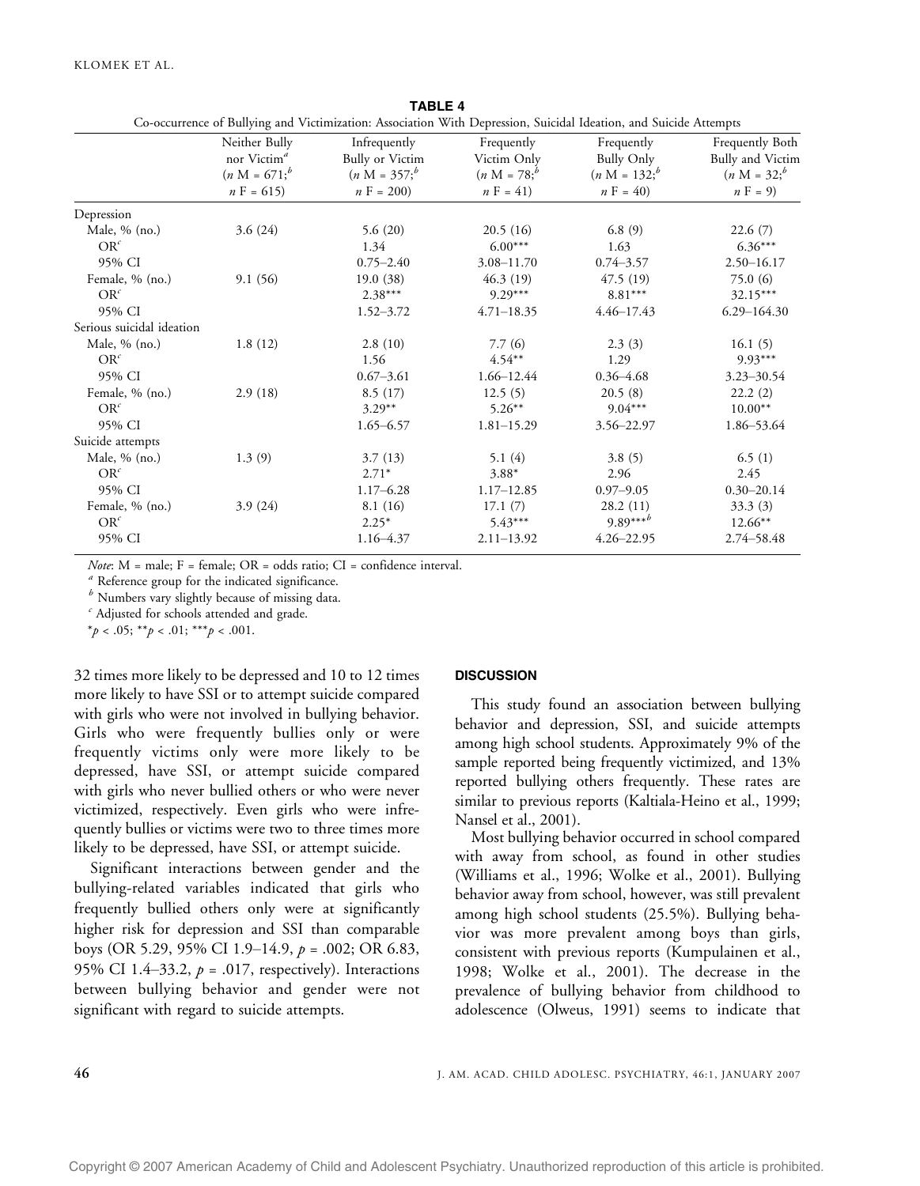**TABLE 4**

Co-occurrence of Bullying and Victimization: Association With Depression, Suicidal Ideation, and Suicide Attempts

| | Neither Bully nor Victim[a] ($n$ M = 671;[b] $n$ F = 615) | Infrequently Bully or Victim ($n$ M = 357;[b] $n$ F = 200) | Frequently Victim Only ($n$ M = 78;[b] $n$ F = 41) | Frequently Bully Only ($n$ M = 132;[b] $n$ F = 40) | Frequently Both Bully and Victim ($n$ M = 32;[b] $n$ F = 9) |
|---|---|---|---|---|---|
| Depression | | | | | |
| Male, % (no.) | 3.6 (24) | 5.6 (20) | 20.5 (16) | 6.8 (9) | 22.6 (7) |
| OR[c] | | 1.34 | 6.00*** | 1.63 | 6.36*** |
| 95% CI | | 0.75–2.40 | 3.08–11.70 | 0.74–3.57 | 2.50–16.17 |
| Female, % (no.) | 9.1 (56) | 19.0 (38) | 46.3 (19) | 47.5 (19) | 75.0 (6) |
| OR[c] | | 2.38*** | 9.29*** | 8.81*** | 32.15*** |
| 95% CI | | 1.52–3.72 | 4.71–18.35 | 4.46–17.43 | 6.29–164.30 |
| Serious suicidal ideation | | | | | |
| Male, % (no.) | 1.8 (12) | 2.8 (10) | 7.7 (6) | 2.3 (3) | 16.1 (5) |
| OR[c] | | 1.56 | 4.54** | 1.29 | 9.93*** |
| 95% CI | | 0.67–3.61 | 1.66–12.44 | 0.36–4.68 | 3.23–30.54 |
| Female, % (no.) | 2.9 (18) | 8.5 (17) | 12.5 (5) | 20.5 (8) | 22.2 (2) |
| OR[c] | | 3.29** | 5.26** | 9.04*** | 10.00** |
| 95% CI | | 1.65–6.57 | 1.81–15.29 | 3.56–22.97 | 1.86–53.64 |
| Suicide attempts | | | | | |
| Male, % (no.) | 1.3 (9) | 3.7 (13) | 5.1 (4) | 3.8 (5) | 6.5 (1) |
| OR[c] | | 2.71* | 3.88* | 2.96 | 2.45 |
| 95% CI | | 1.17–6.28 | 1.17–12.85 | 0.97–9.05 | 0.30–20.14 |
| Female, % (no.) | 3.9 (24) | 8.1 (16) | 17.1 (7) | 28.2 (11) | 33.3 (3) |
| OR[c] | | 2.25* | 5.43*** | 9.89***[b] | 12.66** |
| 95% CI | | 1.16–4.37 | 2.11–13.92 | 4.26–22.95 | 2.74–58.48 |

*Note*: M = male; F = female; OR = odds ratio; CI = confidence interval.

[a] Reference group for the indicated significance.

[b] Numbers vary slightly because of missing data.

[c] Adjusted for schools attended and grade.

*$p < .05$; **$p < .01$; ***$p < .001$.

32 times more likely to be depressed and 10 to 12 times more likely to have SSI or to attempt suicide compared with girls who were not involved in bullying behavior. Girls who were frequently bullies only or were frequently victims only were more likely to be depressed, have SSI, or attempt suicide compared with girls who never bullied others or who were never victimized, respectively. Even girls who were infrequently bullies or victims were two to three times more likely to be depressed, have SSI, or attempt suicide.

Significant interactions between gender and the bullying-related variables indicated that girls who frequently bullied others only were at significantly higher risk for depression and SSI than comparable boys (OR 5.29, 95% CI 1.9–14.9, $p$ = .002; OR 6.83, 95% CI 1.4–33.2, $p$ = .017, respectively). Interactions between bullying behavior and gender were not significant with regard to suicide attempts.

## DISCUSSION

This study found an association between bullying behavior and depression, SSI, and suicide attempts among high school students. Approximately 9% of the sample reported being frequently victimized, and 13% reported bullying others frequently. These rates are similar to previous reports (Kaltiala-Heino et al., 1999; Nansel et al., 2001).

Most bullying behavior occurred in school compared with away from school, as found in other studies (Williams et al., 1996; Wolke et al., 2001). Bullying behavior away from school, however, was still prevalent among high school students (25.5%). Bullying behavior was more prevalent among boys than girls, consistent with previous reports (Kumpulainen et al., 1998; Wolke et al., 2001). The decrease in the prevalence of bullying behavior from childhood to adolescence (Olweus, 1991) seems to indicate that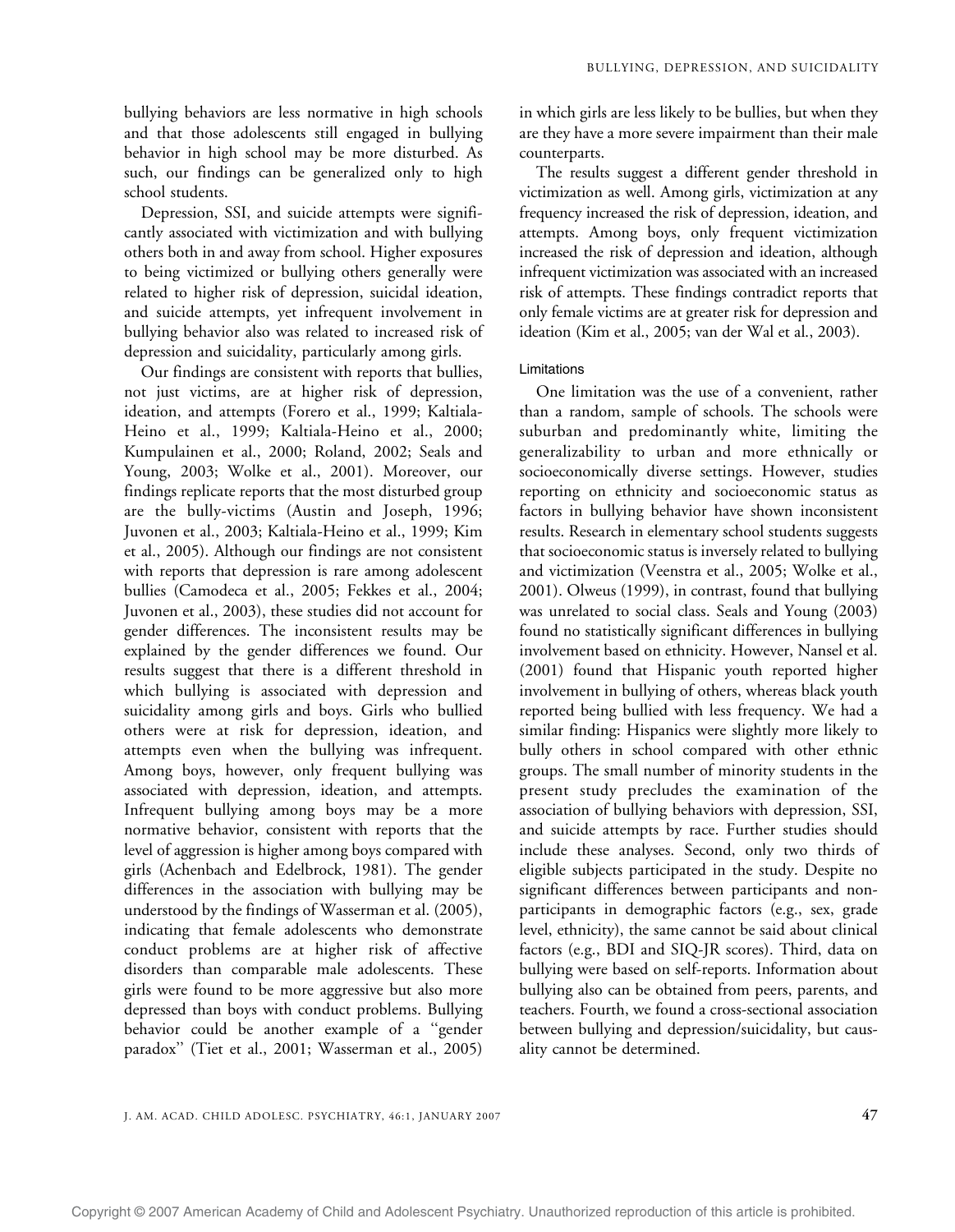bullying behaviors are less normative in high schools and that those adolescents still engaged in bullying behavior in high school may be more disturbed. As such, our findings can be generalized only to high school students.

Depression, SSI, and suicide attempts were significantly associated with victimization and with bullying others both in and away from school. Higher exposures to being victimized or bullying others generally were related to higher risk of depression, suicidal ideation, and suicide attempts, yet infrequent involvement in bullying behavior also was related to increased risk of depression and suicidality, particularly among girls.

Our findings are consistent with reports that bullies, not just victims, are at higher risk of depression, ideation, and attempts (Forero et al., 1999; Kaltiala-Heino et al., 1999; Kaltiala-Heino et al., 2000; Kumpulainen et al., 2000; Roland, 2002; Seals and Young, 2003; Wolke et al., 2001). Moreover, our findings replicate reports that the most disturbed group are the bully-victims (Austin and Joseph, 1996; Juvonen et al., 2003; Kaltiala-Heino et al., 1999; Kim et al., 2005). Although our findings are not consistent with reports that depression is rare among adolescent bullies (Camodeca et al., 2005; Fekkes et al., 2004; Juvonen et al., 2003), these studies did not account for gender differences. The inconsistent results may be explained by the gender differences we found. Our results suggest that there is a different threshold in which bullying is associated with depression and suicidality among girls and boys. Girls who bullied others were at risk for depression, ideation, and attempts even when the bullying was infrequent. Among boys, however, only frequent bullying was associated with depression, ideation, and attempts. Infrequent bullying among boys may be a more normative behavior, consistent with reports that the level of aggression is higher among boys compared with girls (Achenbach and Edelbrock, 1981). The gender differences in the association with bullying may be understood by the findings of Wasserman et al. (2005), indicating that female adolescents who demonstrate conduct problems are at higher risk of affective disorders than comparable male adolescents. These girls were found to be more aggressive but also more depressed than boys with conduct problems. Bullying behavior could be another example of a "gender paradox" (Tiet et al., 2001; Wasserman et al., 2005) in which girls are less likely to be bullies, but when they are they have a more severe impairment than their male counterparts.

The results suggest a different gender threshold in victimization as well. Among girls, victimization at any frequency increased the risk of depression, ideation, and attempts. Among boys, only frequent victimization increased the risk of depression and ideation, although infrequent victimization was associated with an increased risk of attempts. These findings contradict reports that only female victims are at greater risk for depression and ideation (Kim et al., 2005; van der Wal et al., 2003).

### Limitations

One limitation was the use of a convenient, rather than a random, sample of schools. The schools were suburban and predominantly white, limiting the generalizability to urban and more ethnically or socioeconomically diverse settings. However, studies reporting on ethnicity and socioeconomic status as factors in bullying behavior have shown inconsistent results. Research in elementary school students suggests that socioeconomic status is inversely related to bullying and victimization (Veenstra et al., 2005; Wolke et al., 2001). Olweus (1999), in contrast, found that bullying was unrelated to social class. Seals and Young (2003) found no statistically significant differences in bullying involvement based on ethnicity. However, Nansel et al. (2001) found that Hispanic youth reported higher involvement in bullying of others, whereas black youth reported being bullied with less frequency. We had a similar finding: Hispanics were slightly more likely to bully others in school compared with other ethnic groups. The small number of minority students in the present study precludes the examination of the association of bullying behaviors with depression, SSI, and suicide attempts by race. Further studies should include these analyses. Second, only two thirds of eligible subjects participated in the study. Despite no significant differences between participants and nonparticipants in demographic factors (e.g., sex, grade level, ethnicity), the same cannot be said about clinical factors (e.g., BDI and SIQ-JR scores). Third, data on bullying were based on self-reports. Information about bullying also can be obtained from peers, parents, and teachers. Fourth, we found a cross-sectional association between bullying and depression/suicidality, but causality cannot be determined.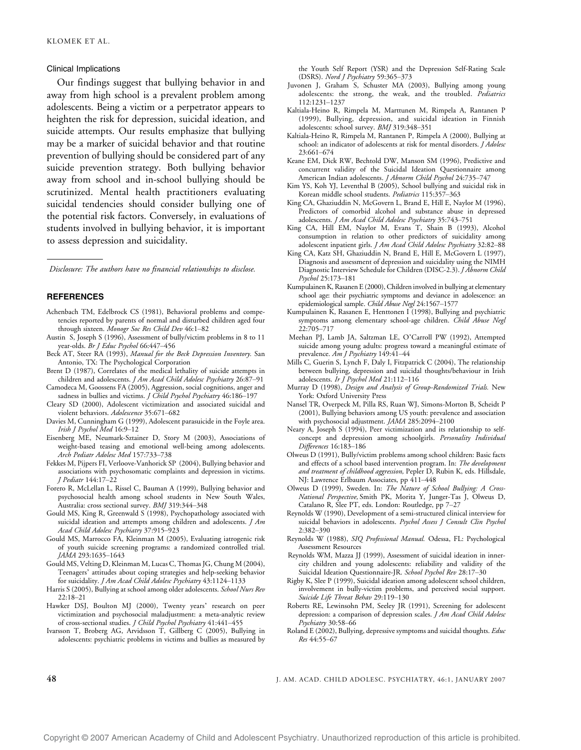### Clinical Implications

Our findings suggest that bullying behavior in and away from high school is a prevalent problem among adolescents. Being a victim or a perpetrator appears to heighten the risk for depression, suicidal ideation, and suicide attempts. Our results emphasize that bullying may be a marker of suicidal behavior and that routine prevention of bullying should be considered part of any suicide prevention strategy. Both bullying behavior away from school and in-school bullying should be scrutinized. Mental health practitioners evaluating suicidal tendencies should consider bullying one of the potential risk factors. Conversely, in evaluations of students involved in bullying behavior, it is important to assess depression and suicidality.

*Disclosure: The authors have no financial relationships to disclose.*

## REFERENCES

Achenbach TM, Edelbrock CS (1981), Behavioral problems and competencies reported by parents of normal and disturbed children aged four through sixteen. *Monogr Soc Res Child Dev* 46:1–82

Austin S, Joseph S (1996), Assessment of bully/victim problems in 8 to 11 year-olds. *Br J Educ Psychol* 66:447–456

Beck AT, Steer RA (1993), *Manual for the Beck Depression Inventory.* San Antonio, TX: The Psychological Corporation

Brent D (1987), Correlates of the medical lethality of suicide attempts in children and adolescents. *J Am Acad Child Adolesc Psychiatry* 26:87–91

Camodeca M, Goossens FA (2005), Aggression, social cognitions, anger and sadness in bullies and victims. *J Child Psychol Psychiatry* 46:186–197

Cleary SD (2000), Adolescent victimization and associated suicidal and violent behaviors. *Adolescence* 35:671–682

Davies M, Cunningham G (1999), Adolescent parasuicide in the Foyle area. *Irish J Psychol Med* 16:9–12

Eisenberg ME, Neumark-Sztainer D, Story M (2003), Associations of weight-based teasing and emotional well-being among adolescents. *Arch Pediatr Adolesc Med* 157:733–738

Fekkes M, Pijpers FI, Verloove-Vanhorick SP (2004), Bullying behavior and associations with psychosomatic complaints and depression in victims. *J Pediatr* 144:17–22

Forero R, McLellan L, Rissel C, Bauman A (1999), Bullying behavior and psychosocial health among school students in New South Wales, Australia: cross sectional survey. *BMJ* 319:344–348

Gould MS, King R, Greenwald S (1998), Psychopathology associated with suicidal ideation and attempts among children and adolescents. *J Am Acad Child Adolesc Psychiatry* 37:915–923

Gould MS, Marrocco FA, Kleinman M (2005), Evaluating iatrogenic risk of youth suicide screening programs: a randomized controlled trial. *JAMA* 293:1635–1643

Gould MS, Velting D, Kleinman M, Lucas C, Thomas JG, Chung M (2004), Teenagers' attitudes about coping strategies and help-seeking behavior for suicidality. *J Am Acad Child Adolesc Psychiatry* 43:1124–1133

Harris S (2005), Bullying at school among older adolescents. *School Nurs Rev* 22:18–21

Hawker DSJ, Boulton MJ (2000), Twenty years' research on peer victimization and psychosocial maladjustment: a meta-analytic review of cross-sectional studies. *J Child Psychol Psychiatry* 41:441–455

Ivarsson T, Broberg AG, Arvidsson T, Gillberg C (2005), Bullying in adolescents: psychiatric problems in victims and bullies as measured by the Youth Self Report (YSR) and the Depression Self-Rating Scale (DSRS). *Nord J Psychiatry* 59:365–373

Juvonen J, Graham S, Schuster MA (2003), Bullying among young adolescents: the strong, the weak, and the troubled. *Pediatrics* 112:1231–1237

Kaltiala-Heino R, Rimpela M, Marttunen M, Rimpela A, Rantanen P (1999), Bullying, depression, and suicidal ideation in Finnish adolescents: school survey. *BMJ* 319:348–351

Kaltiala-Heino R, Rimpela M, Rantanen P, Rimpela A (2000), Bullying at school: an indicator of adolescents at risk for mental disorders. *J Adolesc* 23:661–674

Keane EM, Dick RW, Bechtold DW, Manson SM (1996), Predictive and concurrent validity of the Suicidal Ideation Questionnaire among American Indian adolescents. *J Abnorm Child Psychol* 24:735–747

Kim YS, Koh YJ, Leventhal B (2005), School bullying and suicidal risk in Korean middle school students. *Pediatrics* 115:357–363

King CA, Ghaziuddin N, McGovern L, Brand E, Hill E, Naylor M (1996), Predictors of comorbid alcohol and substance abuse in depressed adolescents. *J Am Acad Child Adolesc Psychiatry* 35:743–751

King CA, Hill EM, Naylor M, Evans T, Shain B (1993), Alcohol consumption in relation to other predictors of suicidality among adolescent inpatient girls. *J Am Acad Child Adolesc Psychiatry* 32:82–88

King CA, Katz SH, Ghaziuddin N, Brand E, Hill E, McGovern L (1997), Diagnosis and assessment of depression and suicidality using the NIMH Diagnostic Interview Schedule for Children (DISC-2.3). *J Abnorm Child Psychol* 25:173–181

Kumpulainen K, Rasanen E (2000), Children involved in bullying at elementary school age: their psychiatric symptoms and deviance in adolescence: an epidemiological sample. *Child Abuse Negl* 24:1567–1577

Kumpulainen K, Rasanen E, Henttonen I (1998), Bullying and psychiatric symptoms among elementary school-age children. *Child Abuse Negl* 22:705–717

Meehan PJ, Lamb JA, Saltzman LE, O'Carroll PW (1992), Attempted suicide among young adults: progress toward a meaningful estimate of prevalence. *Am J Psychiatry* 149:41–44

Mills C, Guerin S, Lynch F, Daly I, Fitzpatrick C (2004), The relationship between bullying, depression and suicidal thoughts/behaviour in Irish adolescents. *Ir J Psychol Med* 21:112–116

Murray D (1998), *Design and Analysis of Group-Randomized Trials.* New York: Oxford University Press

Nansel TR, Overpeck M, Pilla RS, Ruan WJ, Simons-Morton B, Scheidt P (2001), Bullying behaviors among US youth: prevalence and association with psychosocial adjustment. *JAMA* 285:2094–2100

Neary A, Joseph S (1994), Peer victimization and its relationship to self-concept and depression among schoolgirls. *Personality Individual Differences* 16:183–186

Olweus D (1991), Bully/victim problems among school children: Basic facts and effects of a school based intervention program. In: *The development and treatment of childhood aggression,* Pepler D, Rubin K, eds. Hillsdale, NJ: Lawrence Erlbaum Associates, pp 411–448

Olweus D (1999), Sweden. In: *The Nature of School Bullying: A Cross-National Perspective,* Smith PK, Morita Y, Junger-Tas J, Olweus D, Catalano R, Slee PT, eds. London: Routledge, pp 7–27

Reynolds W (1990), Development of a semi-structured clinical interview for suicidal behaviors in adolescents. *Psychol Assess J Consult Clin Psychol* 2:382–390

Reynolds W (1988), *SIQ Professional Manual.* Odessa, FL: Psychological Assessment Resources

Reynolds WM, Mazza JJ (1999), Assessment of suicidal ideation in inner-city children and young adolescents: reliability and validity of the Suicidal Ideation Questionnaire-JR. *School Psychol Rev* 28:17–30

Rigby K, Slee P (1999), Suicidal ideation among adolescent school children, involvement in bully-victim problems, and perceived social support. *Suicide Life Threat Behav* 29:119–130

Roberts RE, Lewinsohn PM, Seeley JR (1991), Screening for adolescent depression: a comparison of depression scales. *J Am Acad Child Adolesc Psychiatry* 30:58–66

Roland E (2002), Bullying, depressive symptoms and suicidal thoughts. *Educ Res* 44:55–67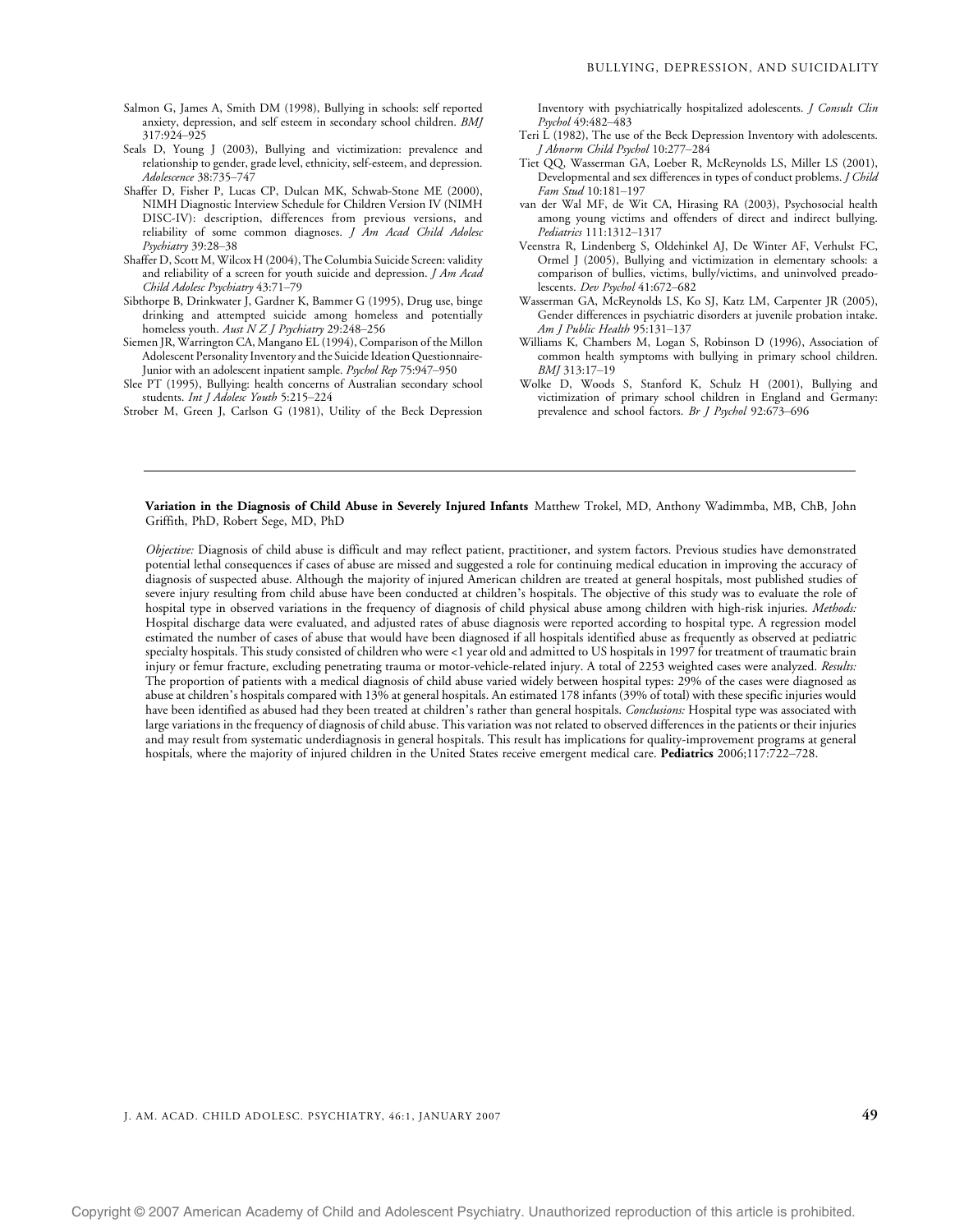Salmon G, James A, Smith DM (1998), Bullying in schools: self reported anxiety, depression, and self esteem in secondary school children. *BMJ* 317:924–925

Seals D, Young J (2003), Bullying and victimization: prevalence and relationship to gender, grade level, ethnicity, self-esteem, and depression. *Adolescence* 38:735–747

Shaffer D, Fisher P, Lucas CP, Dulcan MK, Schwab-Stone ME (2000), NIMH Diagnostic Interview Schedule for Children Version IV (NIMH DISC-IV): description, differences from previous versions, and reliability of some common diagnoses. *J Am Acad Child Adolesc Psychiatry* 39:28–38

Shaffer D, Scott M, Wilcox H (2004), The Columbia Suicide Screen: validity and reliability of a screen for youth suicide and depression. *J Am Acad Child Adolesc Psychiatry* 43:71–79

Sibthorpe B, Drinkwater J, Gardner K, Bammer G (1995), Drug use, binge drinking and attempted suicide among homeless and potentially homeless youth. *Aust N Z J Psychiatry* 29:248–256

Siemen JR, Warrington CA, Mangano EL (1994), Comparison of the Millon Adolescent Personality Inventory and the Suicide Ideation Questionnaire-Junior with an adolescent inpatient sample. *Psychol Rep* 75:947–950

Slee PT (1995), Bullying: health concerns of Australian secondary school students. *Int J Adolesc Youth* 5:215–224

Strober M, Green J, Carlson G (1981), Utility of the Beck Depression Inventory with psychiatrically hospitalized adolescents. *J Consult Clin Psychol* 49:482–483

Teri L (1982), The use of the Beck Depression Inventory with adolescents. *J Abnorm Child Psychol* 10:277–284

Tiet QQ, Wasserman GA, Loeber R, McReynolds LS, Miller LS (2001), Developmental and sex differences in types of conduct problems. *J Child Fam Stud* 10:181–197

van der Wal MF, de Wit CA, Hirasing RA (2003), Psychosocial health among young victims and offenders of direct and indirect bullying. *Pediatrics* 111:1312–1317

Veenstra R, Lindenberg S, Oldehinkel AJ, De Winter AF, Verhulst FC, Ormel J (2005), Bullying and victimization in elementary schools: a comparison of bullies, victims, bully/victims, and uninvolved preadolescents. *Dev Psychol* 41:672–682

Wasserman GA, McReynolds LS, Ko SJ, Katz LM, Carpenter JR (2005), Gender differences in psychiatric disorders at juvenile probation intake. *Am J Public Health* 95:131–137

Williams K, Chambers M, Logan S, Robinson D (1996), Association of common health symptoms with bullying in primary school children. *BMJ* 313:17–19

Wolke D, Woods S, Stanford K, Schulz H (2001), Bullying and victimization of primary school children in England and Germany: prevalence and school factors. *Br J Psychol* 92:673–696

---

**Variation in the Diagnosis of Child Abuse in Severely Injured Infants** Matthew Trokel, MD, Anthony Wadimmba, MB, ChB, John Griffith, PhD, Robert Sege, MD, PhD

*Objective:* Diagnosis of child abuse is difficult and may reflect patient, practitioner, and system factors. Previous studies have demonstrated potential lethal consequences if cases of abuse are missed and suggested a role for continuing medical education in improving the accuracy of diagnosis of suspected abuse. Although the majority of injured American children are treated at general hospitals, most published studies of severe injury resulting from child abuse have been conducted at children's hospitals. The objective of this study was to evaluate the role of hospital type in observed variations in the frequency of diagnosis of child physical abuse among children with high-risk injuries. *Methods:* Hospital discharge data were evaluated, and adjusted rates of abuse diagnosis were reported according to hospital type. A regression model estimated the number of cases of abuse that would have been diagnosed if all hospitals identified abuse as frequently as observed at pediatric specialty hospitals. This study consisted of children who were <1 year old and admitted to US hospitals in 1997 for treatment of traumatic brain injury or femur fracture, excluding penetrating trauma or motor-vehicle-related injury. A total of 2253 weighted cases were analyzed. *Results:* The proportion of patients with a medical diagnosis of child abuse varied widely between hospital types: 29% of the cases were diagnosed as abuse at children's hospitals compared with 13% at general hospitals. An estimated 178 infants (39% of total) with these specific injuries would have been identified as abused had they been treated at children's rather than general hospitals. *Conclusions:* Hospital type was associated with large variations in the frequency of diagnosis of child abuse. This variation was not related to observed differences in the patients or their injuries and may result from systematic underdiagnosis in general hospitals. This result has implications for quality-improvement programs at general hospitals, where the majority of injured children in the United States receive emergent medical care. **Pediatrics** 2006;117:722–728.

Copyright © 2007 American Academy of Child and Adolescent Psychiatry. Unauthorized reproduction of this article is prohibited.